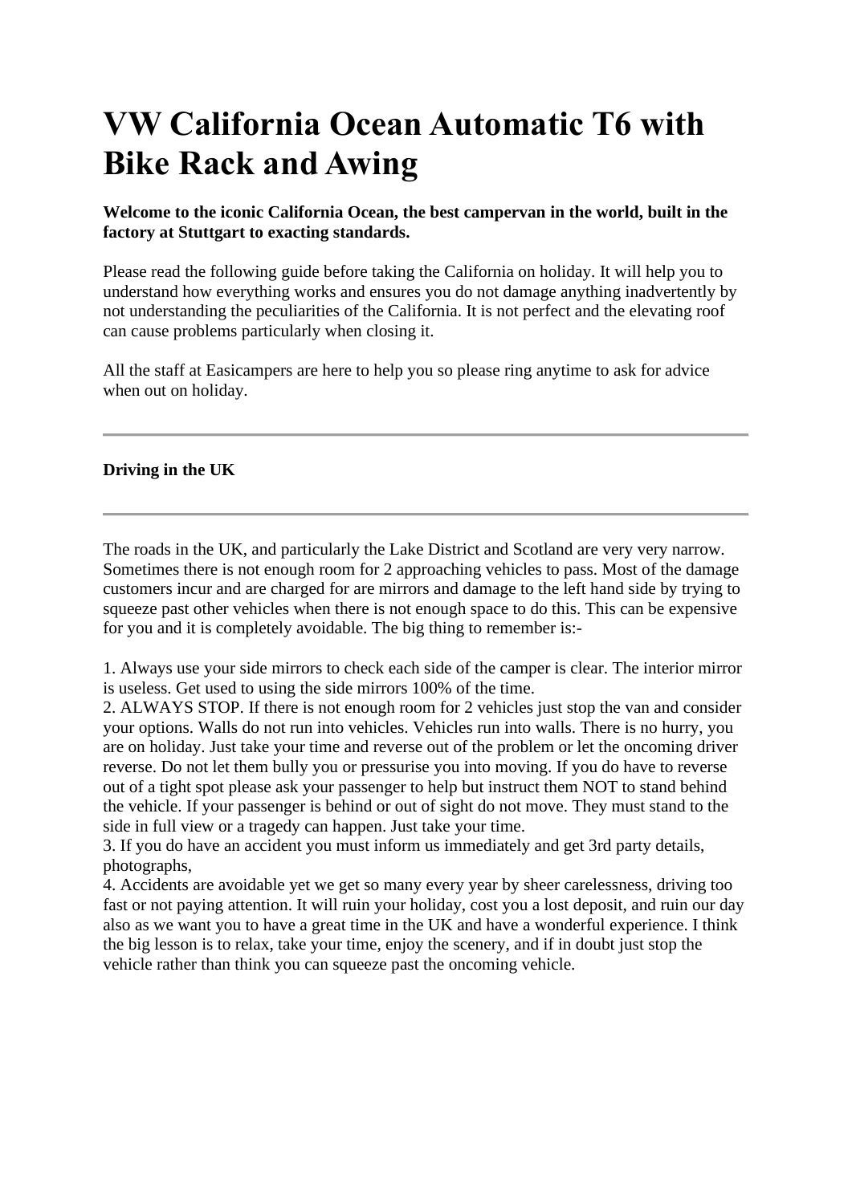# VW California Ocean Automatic T6 with Bike Rack and Awing

**Welcome to the iconic California Ocean, the best campervan in the world, built in the factory at Stuttgart to exacting standards.**

Please read the following guide before taking the California on holiday. It will help you to understand how everything works and ensures you do not damage anything inadvertently by not understanding the peculiarities of the California. It is not perfect and the elevating roof can cause problems particularly when closing it.

All the staff at Easicampers are here to help you so please ring anytime to ask for advice when out on holiday.

---

**Driving in the UK**

---

The roads in the UK, and particularly the Lake District and Scotland are very very narrow. Sometimes there is not enough room for 2 approaching vehicles to pass. Most of the damage customers incur and are charged for are mirrors and damage to the left hand side by trying to squeeze past other vehicles when there is not enough space to do this. This can be expensive for you and it is completely avoidable. The big thing to remember is:-

1. Always use your side mirrors to check each side of the camper is clear. The interior mirror is useless. Get used to using the side mirrors 100% of the time.
2. ALWAYS STOP. If there is not enough room for 2 vehicles just stop the van and consider your options. Walls do not run into vehicles. Vehicles run into walls. There is no hurry, you are on holiday. Just take your time and reverse out of the problem or let the oncoming driver reverse. Do not let them bully you or pressurise you into moving. If you do have to reverse out of a tight spot please ask your passenger to help but instruct them NOT to stand behind the vehicle. If your passenger is behind or out of sight do not move. They must stand to the side in full view or a tragedy can happen. Just take your time.
3. If you do have an accident you must inform us immediately and get 3rd party details, photographs,
4. Accidents are avoidable yet we get so many every year by sheer carelessness, driving too fast or not paying attention. It will ruin your holiday, cost you a lost deposit, and ruin our day also as we want you to have a great time in the UK and have a wonderful experience. I think the big lesson is to relax, take your time, enjoy the scenery, and if in doubt just stop the vehicle rather than think you can squeeze past the oncoming vehicle.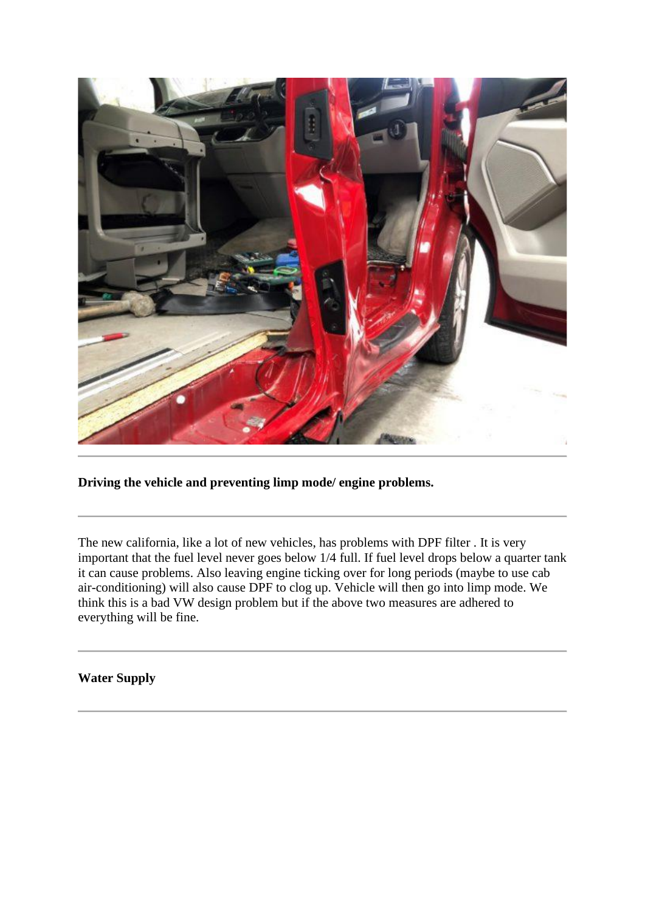**Driving the vehicle and preventing limp mode/ engine problems.**

The new california, like a lot of new vehicles, has problems with DPF filter . It is very important that the fuel level never goes below 1/4 full. If fuel level drops below a quarter tank it can cause problems. Also leaving engine ticking over for long periods (maybe to use cab air-conditioning) will also cause DPF to clog up. Vehicle will then go into limp mode. We think this is a bad VW design problem but if the above two measures are adhered to everything will be fine.

**Water Supply**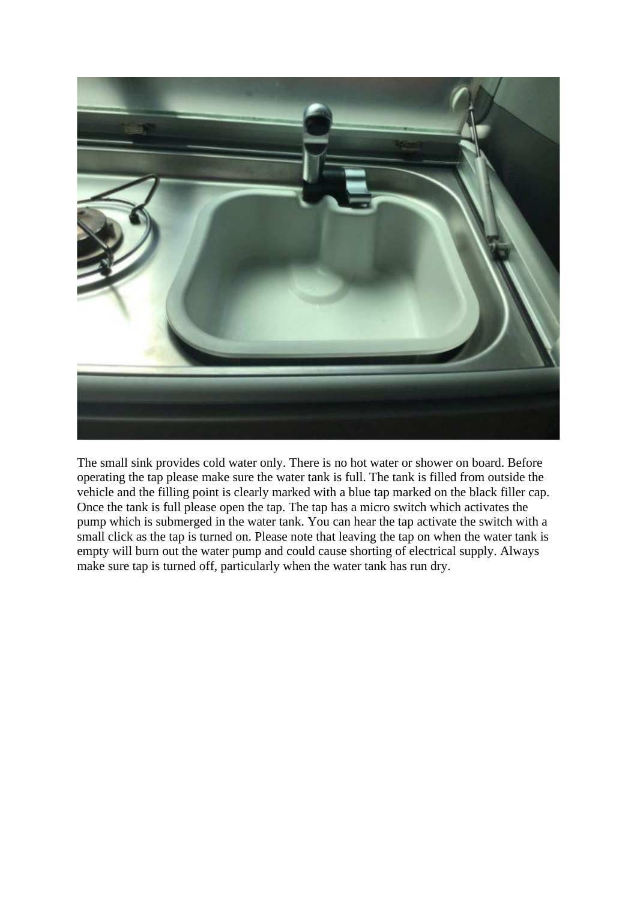The small sink provides cold water only. There is no hot water or shower on board. Before operating the tap please make sure the water tank is full. The tank is filled from outside the vehicle and the filling point is clearly marked with a blue tap marked on the black filler cap. Once the tank is full please open the tap. The tap has a micro switch which activates the pump which is submerged in the water tank. You can hear the tap activate the switch with a small click as the tap is turned on. Please note that leaving the tap on when the water tank is empty will burn out the water pump and could cause shorting of electrical supply. Always make sure tap is turned off, particularly when the water tank has run dry.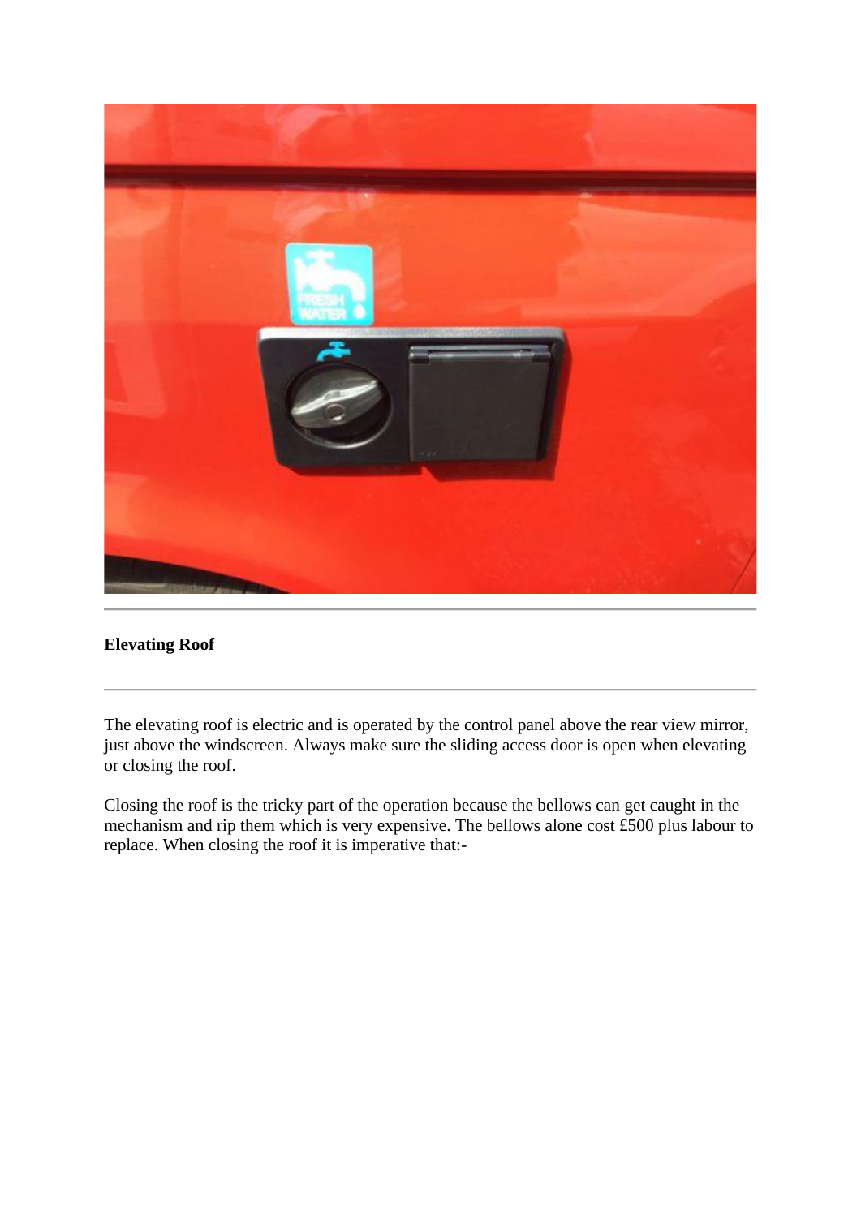## Elevating Roof

The elevating roof is electric and is operated by the control panel above the rear view mirror, just above the windscreen. Always make sure the sliding access door is open when elevating or closing the roof.

Closing the roof is the tricky part of the operation because the bellows can get caught in the mechanism and rip them which is very expensive. The bellows alone cost £500 plus labour to replace. When closing the roof it is imperative that:-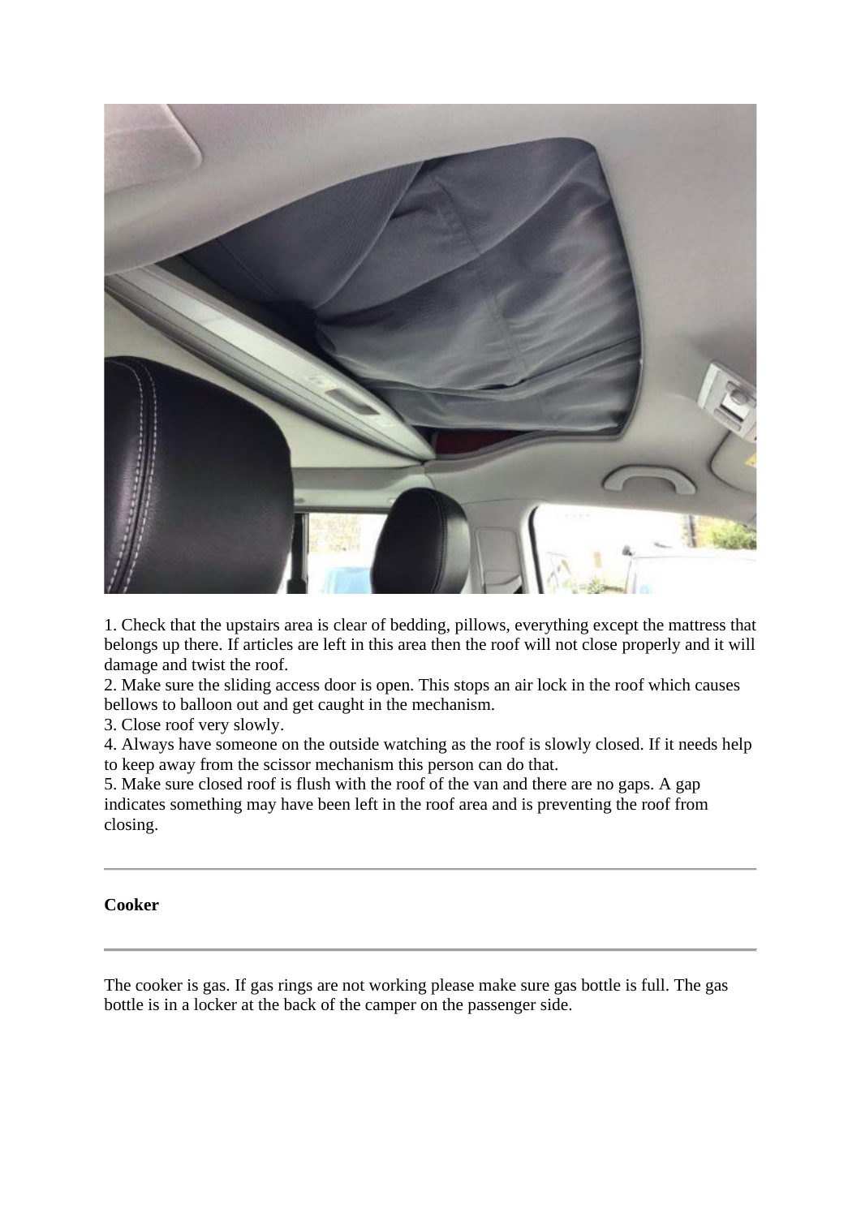1. Check that the upstairs area is clear of bedding, pillows, everything except the mattress that belongs up there. If articles are left in this area then the roof will not close properly and it will damage and twist the roof.
2. Make sure the sliding access door is open. This stops an air lock in the roof which causes bellows to balloon out and get caught in the mechanism.
3. Close roof very slowly.
4. Always have someone on the outside watching as the roof is slowly closed. If it needs help to keep away from the scissor mechanism this person can do that.
5. Make sure closed roof is flush with the roof of the van and there are no gaps. A gap indicates something may have been left in the roof area and is preventing the roof from closing.

---

**Cooker**

---

The cooker is gas. If gas rings are not working please make sure gas bottle is full. The gas bottle is in a locker at the back of the camper on the passenger side.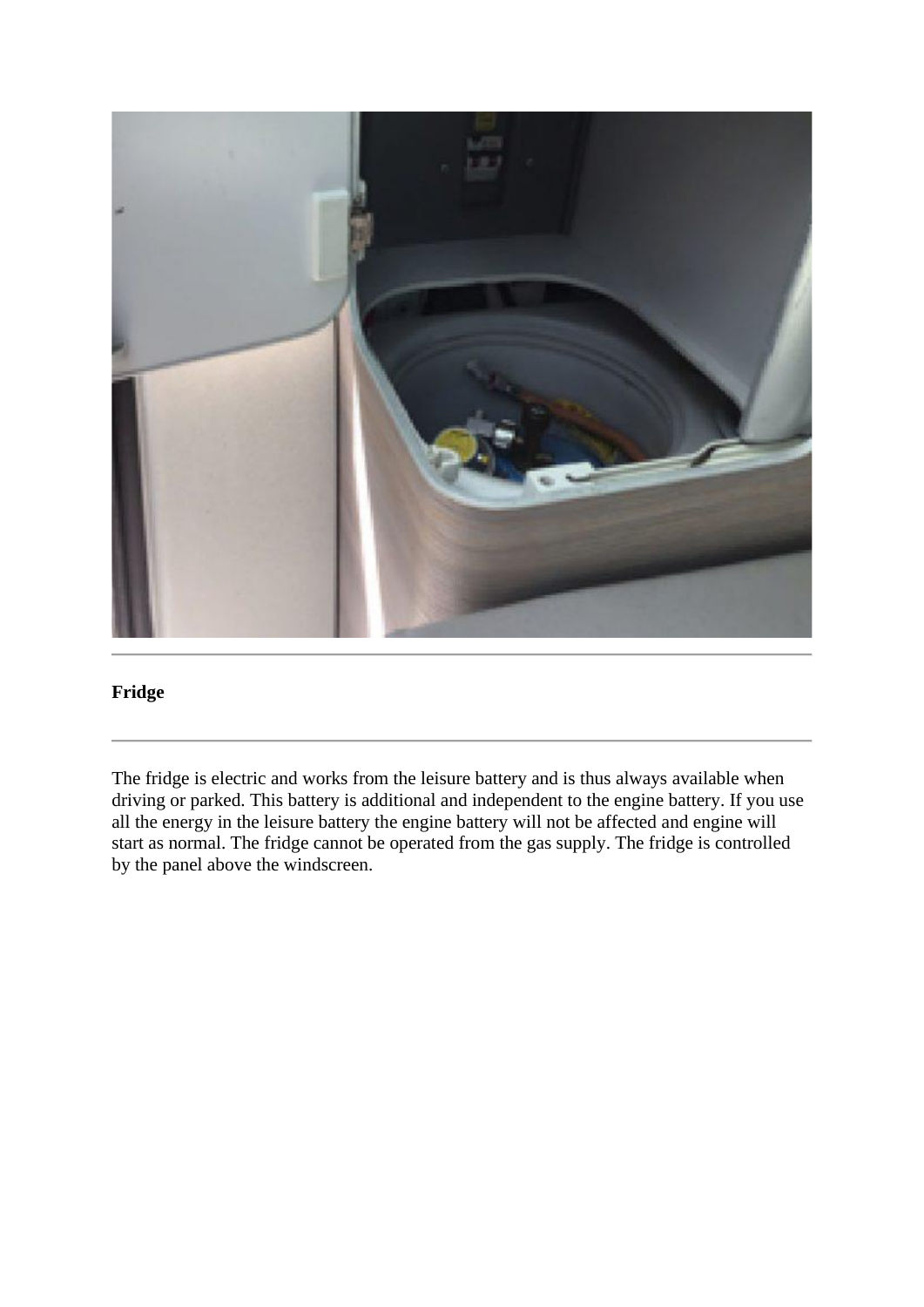**Fridge**

The fridge is electric and works from the leisure battery and is thus always available when driving or parked. This battery is additional and independent to the engine battery. If you use all the energy in the leisure battery the engine battery will not be affected and engine will start as normal. The fridge cannot be operated from the gas supply. The fridge is controlled by the panel above the windscreen.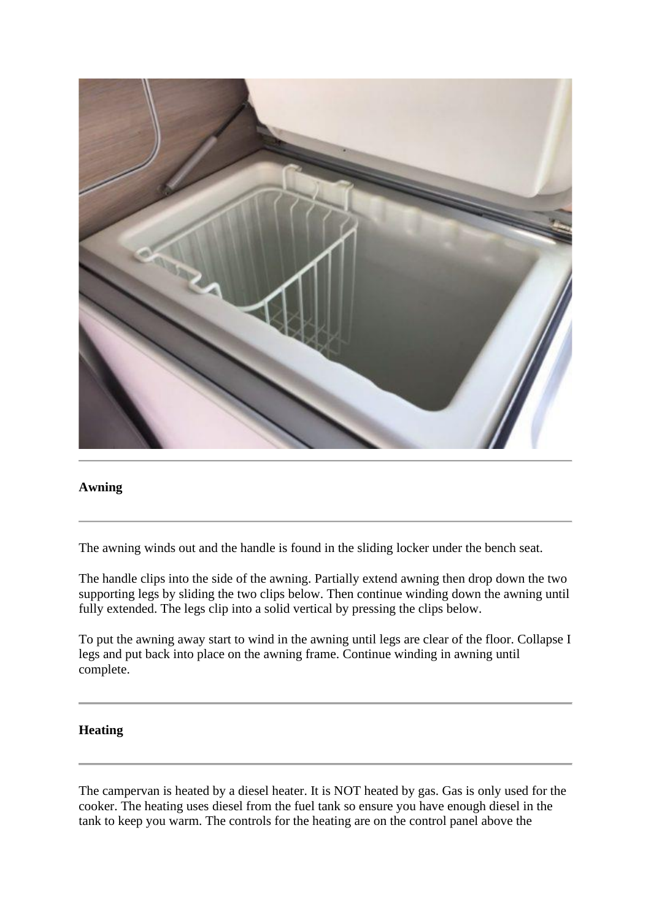## Awning

The awning winds out and the handle is found in the sliding locker under the bench seat.

The handle clips into the side of the awning. Partially extend awning then drop down the two supporting legs by sliding the two clips below. Then continue winding down the awning until fully extended. The legs clip into a solid vertical by pressing the clips below.

To put the awning away start to wind in the awning until legs are clear of the floor. Collapse I legs and put back into place on the awning frame. Continue winding in awning until complete.

## Heating

The campervan is heated by a diesel heater. It is NOT heated by gas. Gas is only used for the cooker. The heating uses diesel from the fuel tank so ensure you have enough diesel in the tank to keep you warm. The controls for the heating are on the control panel above the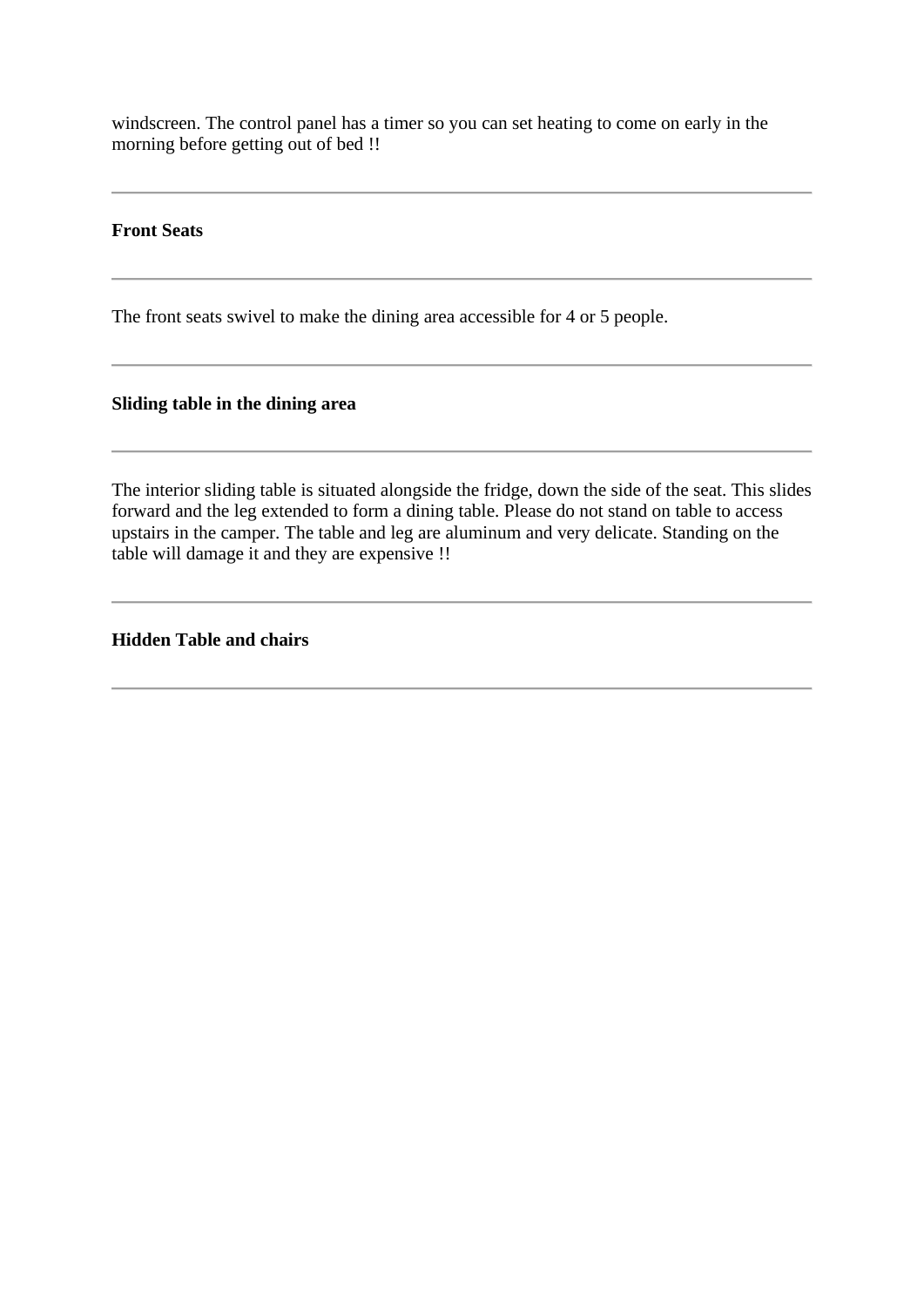windscreen. The control panel has a timer so you can set heating to come on early in the morning before getting out of bed !!

---

**Front Seats**

---

The front seats swivel to make the dining area accessible for 4 or 5 people.

---

**Sliding table in the dining area**

---

The interior sliding table is situated alongside the fridge, down the side of the seat. This slides forward and the leg extended to form a dining table. Please do not stand on table to access upstairs in the camper. The table and leg are aluminum and very delicate. Standing on the table will damage it and they are expensive !!

---

**Hidden Table and chairs**

---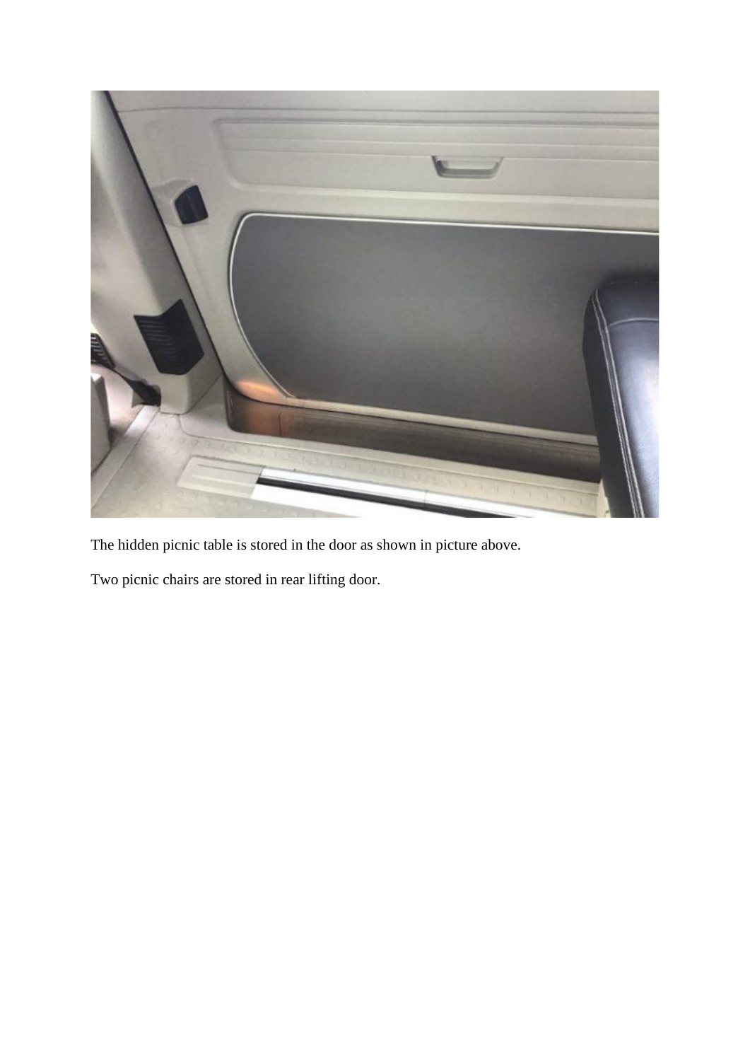The hidden picnic table is stored in the door as shown in picture above.

Two picnic chairs are stored in rear lifting door.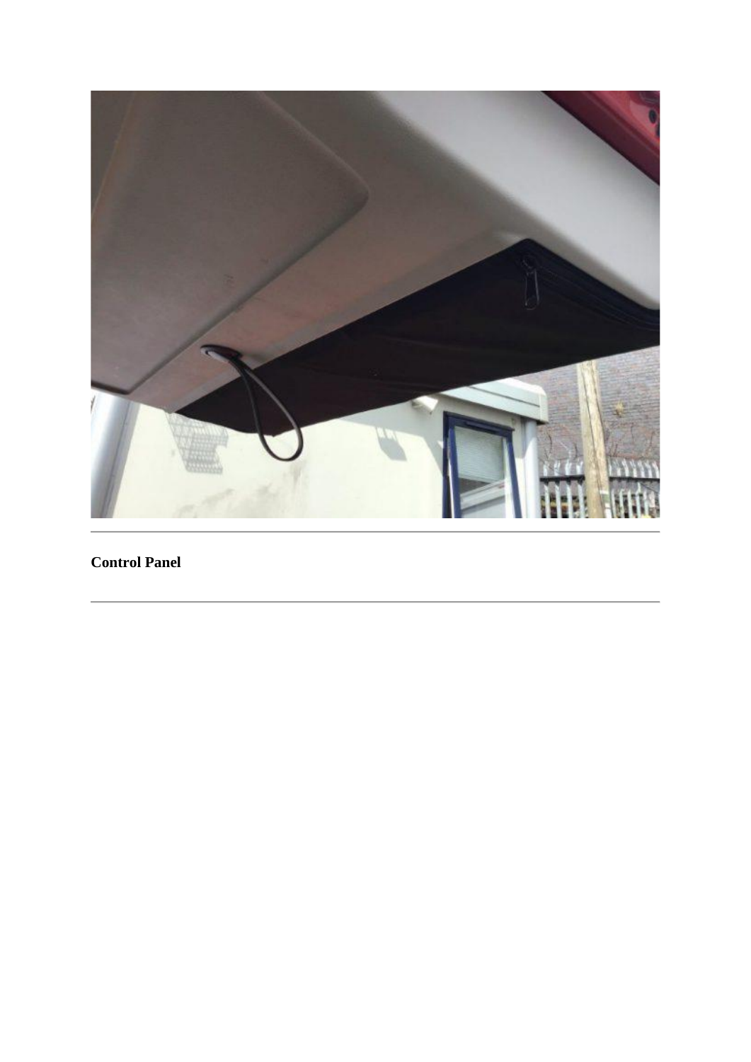**Control Panel**

---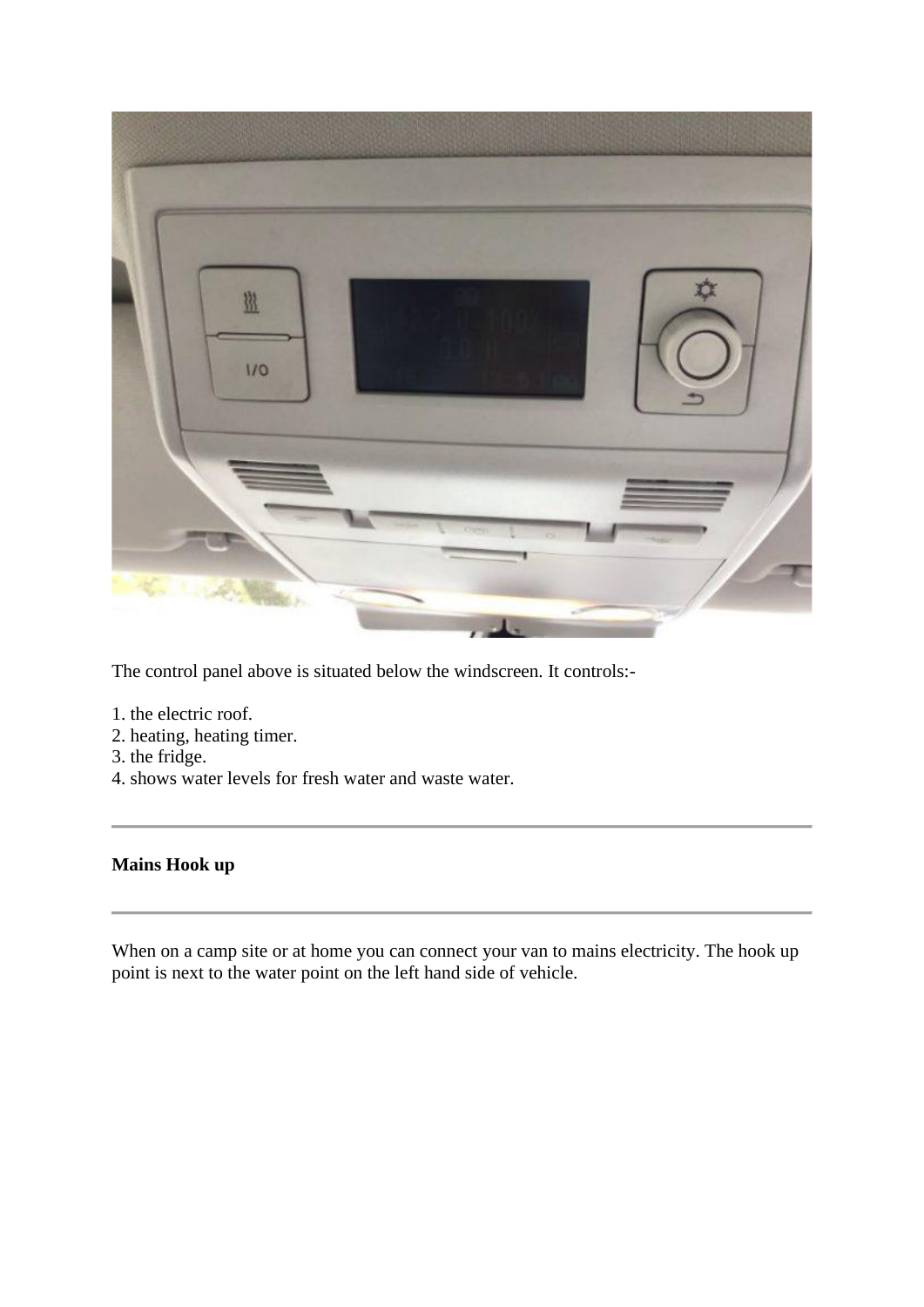The control panel above is situated below the windscreen. It controls:-

1. the electric roof.
2. heating, heating timer.
3. the fridge.
4. shows water levels for fresh water and waste water.

---

**Mains Hook up**

---

When on a camp site or at home you can connect your van to mains electricity. The hook up point is next to the water point on the left hand side of vehicle.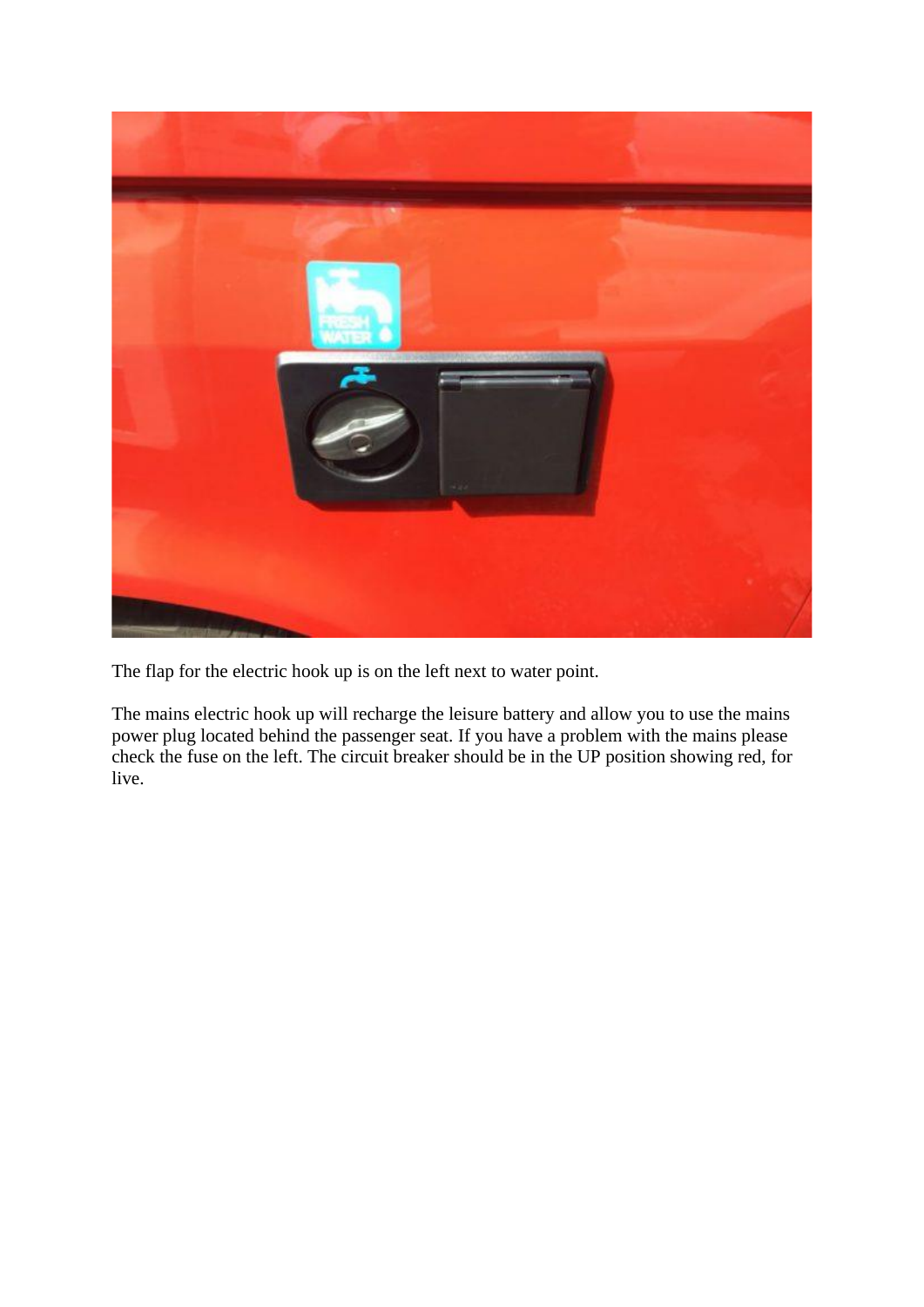The flap for the electric hook up is on the left next to water point.

The mains electric hook up will recharge the leisure battery and allow you to use the mains power plug located behind the passenger seat. If you have a problem with the mains please check the fuse on the left. The circuit breaker should be in the UP position showing red, for live.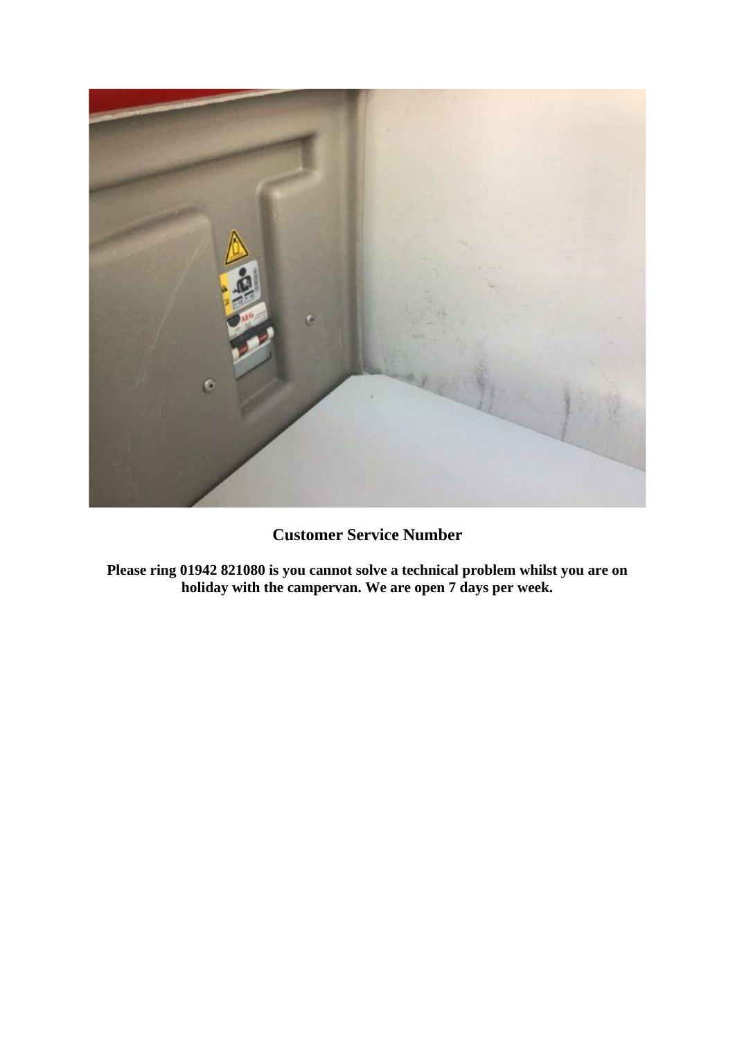**Customer Service Number**

**Please ring 01942 821080 is you cannot solve a technical problem whilst you are on holiday with the campervan. We are open 7 days per week.**